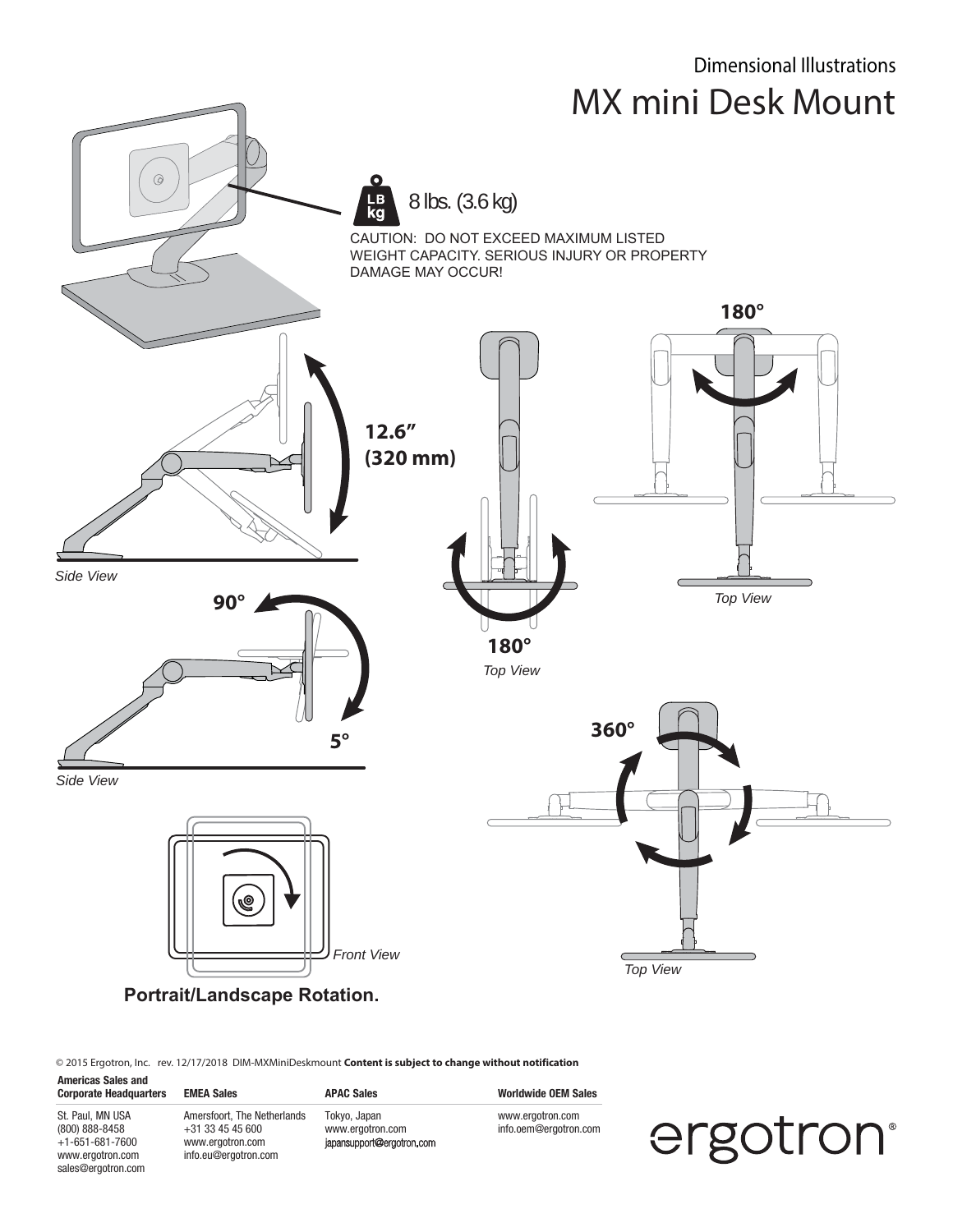Dimensional Illustrations

# MX mini Desk Mount

8 lbs. (3.6 kg)

CAUTION: DO NOT EXCEED MAXIMUM LISTED WEIGHT CAPACITY. SERIOUS INJURY OR PROPERTY DAMAGE MAY OCCUR!

12.6" (320 mm)

*Side View*

90°

5°

*Side View*

180°

*Top View*

180°

*Top View*

360°

*Top View*

*Front View*

**Portrait/Landscape Rotation.**

© 2015 Ergotron, Inc. rev. 12/17/2018 DIM-MXMiniDeskmount **Content is subject to change without notification**

| Americas Sales and Corporate Headquarters | EMEA Sales | APAC Sales | Worldwide OEM Sales |
|---|---|---|---|
| St. Paul, MN USA<br>(800) 888-8458<br>+1-651-681-7600<br>www.ergotron.com<br>sales@ergotron.com | Amersfoort, The Netherlands<br>+31 33 45 45 600<br>www.ergotron.com<br>info.eu@ergotron.com | Tokyo, Japan<br>www.ergotron.com<br>japansupport@ergotron.com | www.ergotron.com<br>info.oem@ergotron.com |

ergotron®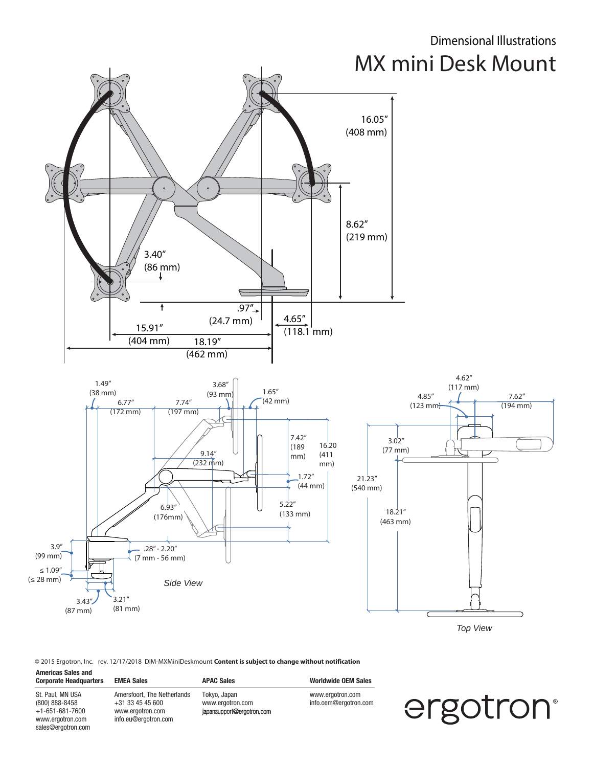Dimensional Illustrations

# MX mini Desk Mount

16.05″
(408 mm)

8.62″
(219 mm)

3.40″
(86 mm)

.97″
(24.7 mm)

4.65″
(118.1 mm)

15.91″
(404 mm)

18.19″
(462 mm)

1.49″
(38 mm)

6.77″
(172 mm)

7.74″
(197 mm)

3.68″
(93 mm)

1.65″
(42 mm)

7.42″
(189 mm)

16.20
(411 mm)

9.14″
(232 mm)

1.72″
(44 mm)

6.93″
(176mm)

5.22″
(133 mm)

3.9″
(99 mm)

.28″ - 2.20″
(7 mm - 56 mm)

≤ 1.09″
(≤ 28 mm)

3.43″
(87 mm)

3.21″
(81 mm)

*Side View*

4.62″
(117 mm)

4.85″
(123 mm)

7.62″
(194 mm)

3.02″
(77 mm)

21.23″
(540 mm)

18.21″
(463 mm)

*Top View*

© 2015 Ergotron, Inc. rev. 12/17/2018 DIM-MXMiniDeskmount **Content is subject to change without notification**

**Americas Sales and Corporate Headquarters**
St. Paul, MN USA
(800) 888-8458
+1-651-681-7600
www.ergotron.com
sales@ergotron.com

**EMEA Sales**
Amersfoort, The Netherlands
+31 33 45 45 600
www.ergotron.com
info.eu@ergotron.com

**APAC Sales**
Tokyo, Japan
www.ergotron.com
japansupport@ergotron.com

**Worldwide OEM Sales**
www.ergotron.com
info.oem@ergotron.com

ergotron®